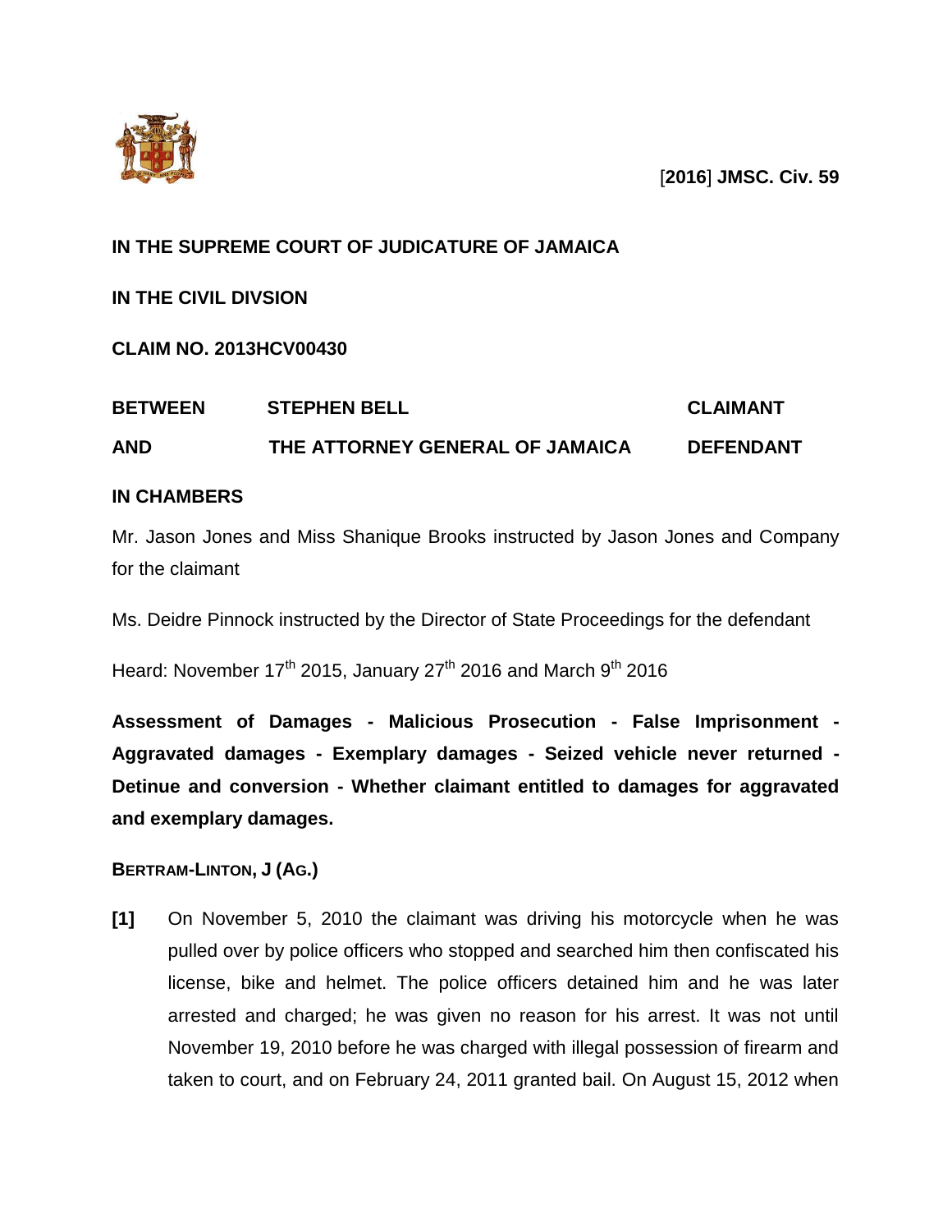[**2016**] **JMSC. Civ. 59**

**IN THE SUPREME COURT OF JUDICATURE OF JAMAICA**

**IN THE CIVIL DIVSION**

**CLAIM NO. 2013HCV00430**

| **BETWEEN** | **STEPHEN BELL** | **CLAIMANT** |
|---|---|---|
| **AND** | **THE ATTORNEY GENERAL OF JAMAICA** | **DEFENDANT** |

**IN CHAMBERS**

Mr. Jason Jones and Miss Shanique Brooks instructed by Jason Jones and Company for the claimant

Ms. Deidre Pinnock instructed by the Director of State Proceedings for the defendant

Heard: November 17th 2015, January 27th 2016 and March 9th 2016

**Assessment of Damages - Malicious Prosecution - False Imprisonment - Aggravated damages - Exemplary damages - Seized vehicle never returned - Detinue and conversion - Whether claimant entitled to damages for aggravated and exemplary damages.**

**BERTRAM-LINTON, J (AG.)**

**[1]** On November 5, 2010 the claimant was driving his motorcycle when he was pulled over by police officers who stopped and searched him then confiscated his license, bike and helmet. The police officers detained him and he was later arrested and charged; he was given no reason for his arrest. It was not until November 19, 2010 before he was charged with illegal possession of firearm and taken to court, and on February 24, 2011 granted bail. On August 15, 2012 when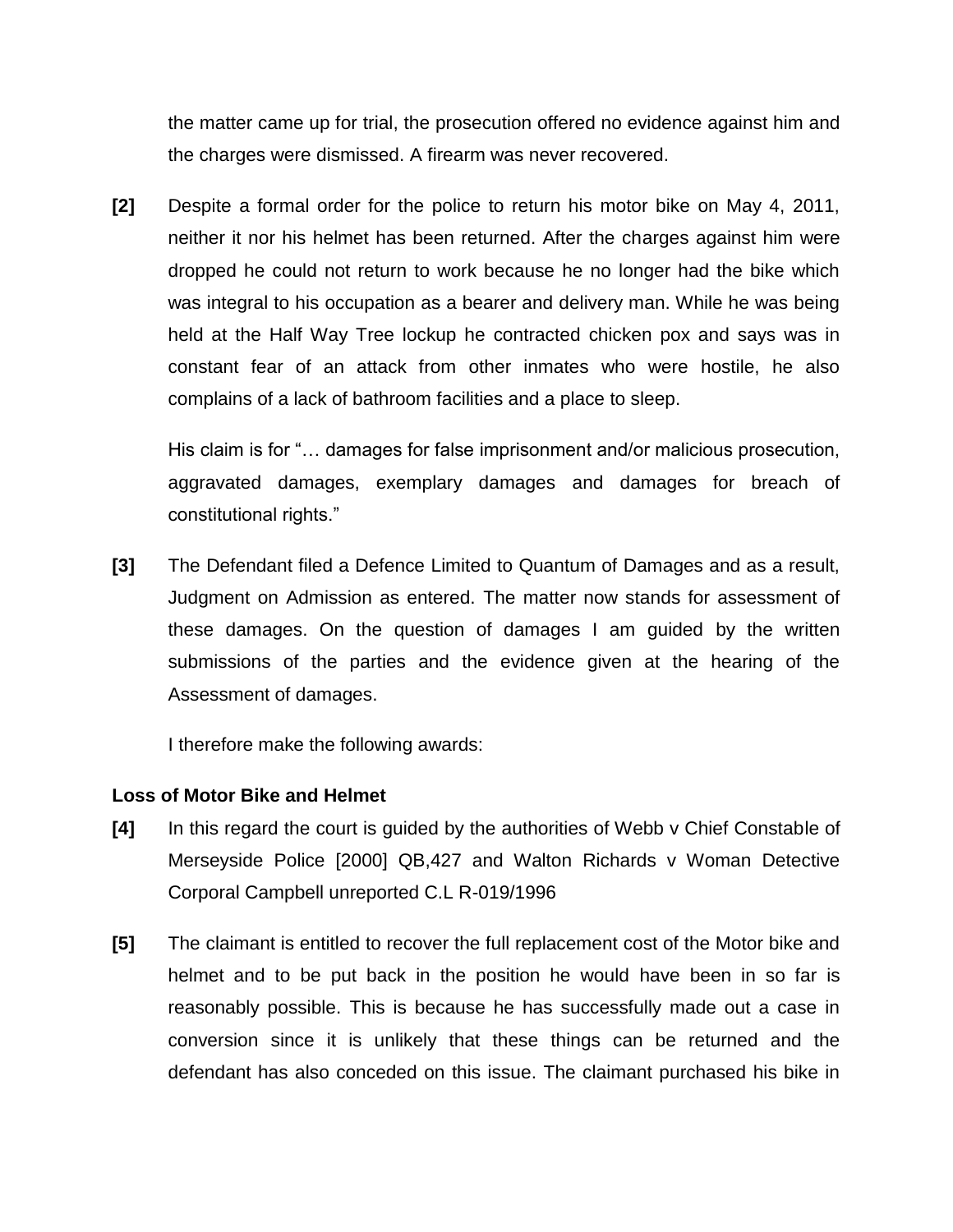the matter came up for trial, the prosecution offered no evidence against him and the charges were dismissed. A firearm was never recovered.

**[2]** Despite a formal order for the police to return his motor bike on May 4, 2011, neither it nor his helmet has been returned. After the charges against him were dropped he could not return to work because he no longer had the bike which was integral to his occupation as a bearer and delivery man. While he was being held at the Half Way Tree lockup he contracted chicken pox and says was in constant fear of an attack from other inmates who were hostile, he also complains of a lack of bathroom facilities and a place to sleep.

His claim is for "… damages for false imprisonment and/or malicious prosecution, aggravated damages, exemplary damages and damages for breach of constitutional rights."

**[3]** The Defendant filed a Defence Limited to Quantum of Damages and as a result, Judgment on Admission as entered. The matter now stands for assessment of these damages. On the question of damages I am guided by the written submissions of the parties and the evidence given at the hearing of the Assessment of damages.

I therefore make the following awards:

**Loss of Motor Bike and Helmet**

**[4]** In this regard the court is guided by the authorities of Webb v Chief Constable of Merseyside Police [2000] QB,427 and Walton Richards v Woman Detective Corporal Campbell unreported C.L R-019/1996

**[5]** The claimant is entitled to recover the full replacement cost of the Motor bike and helmet and to be put back in the position he would have been in so far is reasonably possible. This is because he has successfully made out a case in conversion since it is unlikely that these things can be returned and the defendant has also conceded on this issue. The claimant purchased his bike in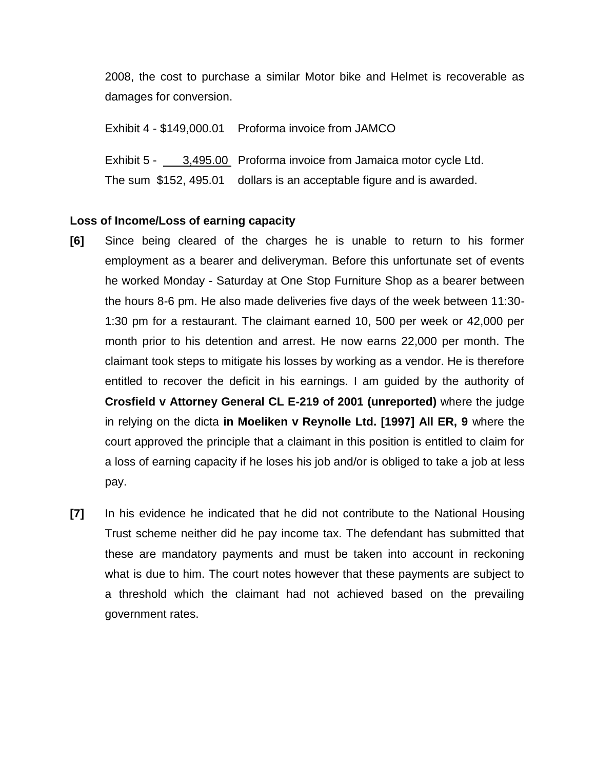2008, the cost to purchase a similar Motor bike and Helmet is recoverable as damages for conversion.

Exhibit 4 - $149,000.01 Proforma invoice from JAMCO

Exhibit 5 - 3,495.00 Proforma invoice from Jamaica motor cycle Ltd.
The sum $152, 495.01 dollars is an acceptable figure and is awarded.

**Loss of Income/Loss of earning capacity**

**[6]** Since being cleared of the charges he is unable to return to his former employment as a bearer and deliveryman. Before this unfortunate set of events he worked Monday - Saturday at One Stop Furniture Shop as a bearer between the hours 8-6 pm. He also made deliveries five days of the week between 11:30-1:30 pm for a restaurant. The claimant earned 10, 500 per week or 42,000 per month prior to his detention and arrest. He now earns 22,000 per month. The claimant took steps to mitigate his losses by working as a vendor. He is therefore entitled to recover the deficit in his earnings. I am guided by the authority of **Crosfield v Attorney General CL E-219 of 2001 (unreported)** where the judge in relying on the dicta **in Moeliken v Reynolle Ltd. [1997] All ER, 9** where the court approved the principle that a claimant in this position is entitled to claim for a loss of earning capacity if he loses his job and/or is obliged to take a job at less pay.

**[7]** In his evidence he indicated that he did not contribute to the National Housing Trust scheme neither did he pay income tax. The defendant has submitted that these are mandatory payments and must be taken into account in reckoning what is due to him. The court notes however that these payments are subject to a threshold which the claimant had not achieved based on the prevailing government rates.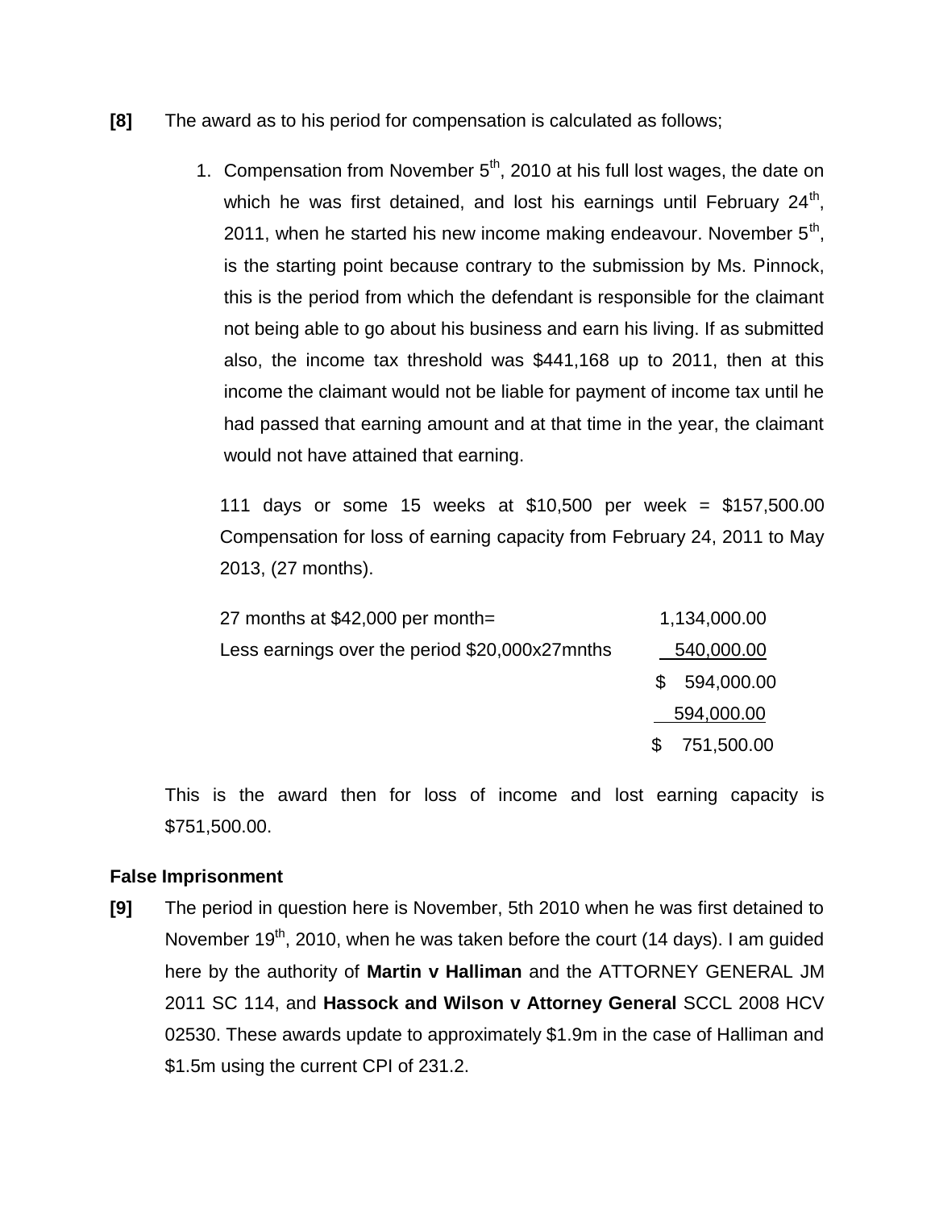**[8]** The award as to his period for compensation is calculated as follows;

1. Compensation from November 5th, 2010 at his full lost wages, the date on which he was first detained, and lost his earnings until February 24th, 2011, when he started his new income making endeavour. November 5th, is the starting point because contrary to the submission by Ms. Pinnock, this is the period from which the defendant is responsible for the claimant not being able to go about his business and earn his living. If as submitted also, the income tax threshold was $441,168 up to 2011, then at this income the claimant would not be liable for payment of income tax until he had passed that earning amount and at that time in the year, the claimant would not have attained that earning.

   111 days or some 15 weeks at $10,500 per week = $157,500.00 Compensation for loss of earning capacity from February 24, 2011 to May 2013, (27 months).

| | |
|---|---|
| 27 months at $42,000 per month= | 1,134,000.00 |
| Less earnings over the period $20,000x27mnths | 540,000.00 |
| | $ 594,000.00 |
| | 594,000.00 |
| | $ 751,500.00 |

This is the award then for loss of income and lost earning capacity is $751,500.00.

**False Imprisonment**

**[9]** The period in question here is November, 5th 2010 when he was first detained to November 19th, 2010, when he was taken before the court (14 days). I am guided here by the authority of **Martin v Halliman** and the ATTORNEY GENERAL JM 2011 SC 114, and **Hassock and Wilson v Attorney General** SCCL 2008 HCV 02530. These awards update to approximately $1.9m in the case of Halliman and $1.5m using the current CPI of 231.2.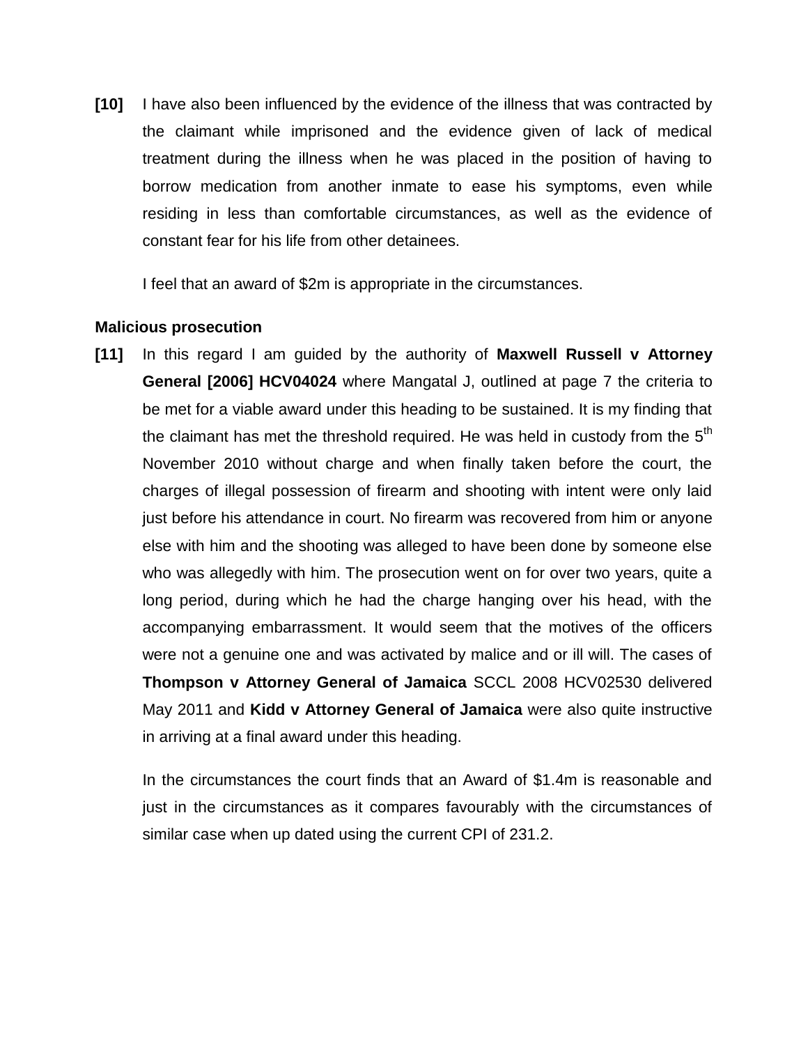**[10]** I have also been influenced by the evidence of the illness that was contracted by the claimant while imprisoned and the evidence given of lack of medical treatment during the illness when he was placed in the position of having to borrow medication from another inmate to ease his symptoms, even while residing in less than comfortable circumstances, as well as the evidence of constant fear for his life from other detainees.

I feel that an award of $2m is appropriate in the circumstances.

**Malicious prosecution**

**[11]** In this regard I am guided by the authority of **Maxwell Russell v Attorney General [2006] HCV04024** where Mangatal J, outlined at page 7 the criteria to be met for a viable award under this heading to be sustained. It is my finding that the claimant has met the threshold required. He was held in custody from the 5th November 2010 without charge and when finally taken before the court, the charges of illegal possession of firearm and shooting with intent were only laid just before his attendance in court. No firearm was recovered from him or anyone else with him and the shooting was alleged to have been done by someone else who was allegedly with him. The prosecution went on for over two years, quite a long period, during which he had the charge hanging over his head, with the accompanying embarrassment. It would seem that the motives of the officers were not a genuine one and was activated by malice and or ill will. The cases of **Thompson v Attorney General of Jamaica** SCCL 2008 HCV02530 delivered May 2011 and **Kidd v Attorney General of Jamaica** were also quite instructive in arriving at a final award under this heading.

In the circumstances the court finds that an Award of $1.4m is reasonable and just in the circumstances as it compares favourably with the circumstances of similar case when up dated using the current CPI of 231.2.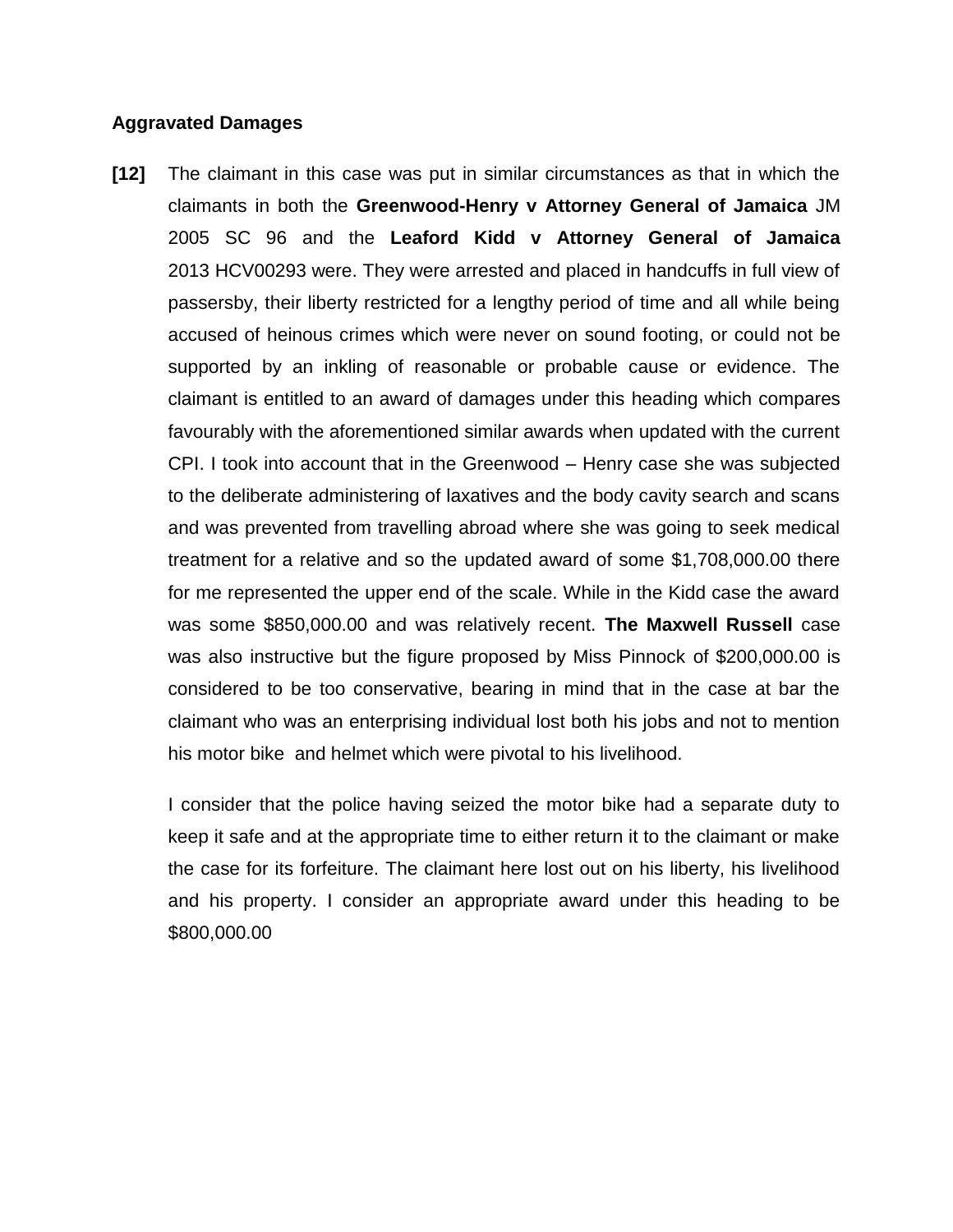**Aggravated Damages**

**[12]** The claimant in this case was put in similar circumstances as that in which the claimants in both the **Greenwood-Henry v Attorney General of Jamaica** JM 2005 SC 96 and the **Leaford Kidd v Attorney General of Jamaica** 2013 HCV00293 were. They were arrested and placed in handcuffs in full view of passersby, their liberty restricted for a lengthy period of time and all while being accused of heinous crimes which were never on sound footing, or could not be supported by an inkling of reasonable or probable cause or evidence. The claimant is entitled to an award of damages under this heading which compares favourably with the aforementioned similar awards when updated with the current CPI. I took into account that in the Greenwood – Henry case she was subjected to the deliberate administering of laxatives and the body cavity search and scans and was prevented from travelling abroad where she was going to seek medical treatment for a relative and so the updated award of some $1,708,000.00 there for me represented the upper end of the scale. While in the Kidd case the award was some $850,000.00 and was relatively recent. **The Maxwell Russell** case was also instructive but the figure proposed by Miss Pinnock of $200,000.00 is considered to be too conservative, bearing in mind that in the case at bar the claimant who was an enterprising individual lost both his jobs and not to mention his motor bike and helmet which were pivotal to his livelihood.

I consider that the police having seized the motor bike had a separate duty to keep it safe and at the appropriate time to either return it to the claimant or make the case for its forfeiture. The claimant here lost out on his liberty, his livelihood and his property. I consider an appropriate award under this heading to be $800,000.00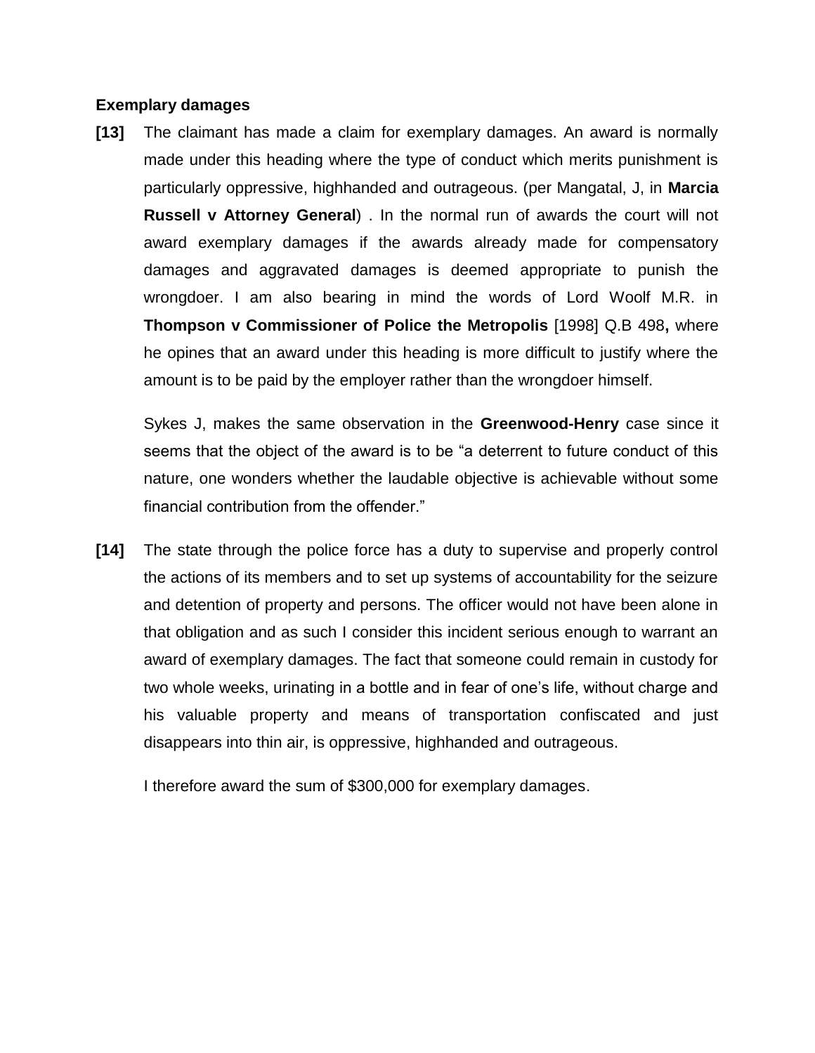**Exemplary damages**

**[13]** The claimant has made a claim for exemplary damages. An award is normally made under this heading where the type of conduct which merits punishment is particularly oppressive, highhanded and outrageous. (per Mangatal, J, in **Marcia Russell v Attorney General**) . In the normal run of awards the court will not award exemplary damages if the awards already made for compensatory damages and aggravated damages is deemed appropriate to punish the wrongdoer. I am also bearing in mind the words of Lord Woolf M.R. in **Thompson v Commissioner of Police the Metropolis** [1998] Q.B 498**,** where he opines that an award under this heading is more difficult to justify where the amount is to be paid by the employer rather than the wrongdoer himself.

Sykes J, makes the same observation in the **Greenwood-Henry** case since it seems that the object of the award is to be "a deterrent to future conduct of this nature, one wonders whether the laudable objective is achievable without some financial contribution from the offender."

**[14]** The state through the police force has a duty to supervise and properly control the actions of its members and to set up systems of accountability for the seizure and detention of property and persons. The officer would not have been alone in that obligation and as such I consider this incident serious enough to warrant an award of exemplary damages. The fact that someone could remain in custody for two whole weeks, urinating in a bottle and in fear of one's life, without charge and his valuable property and means of transportation confiscated and just disappears into thin air, is oppressive, highhanded and outrageous.

I therefore award the sum of $300,000 for exemplary damages.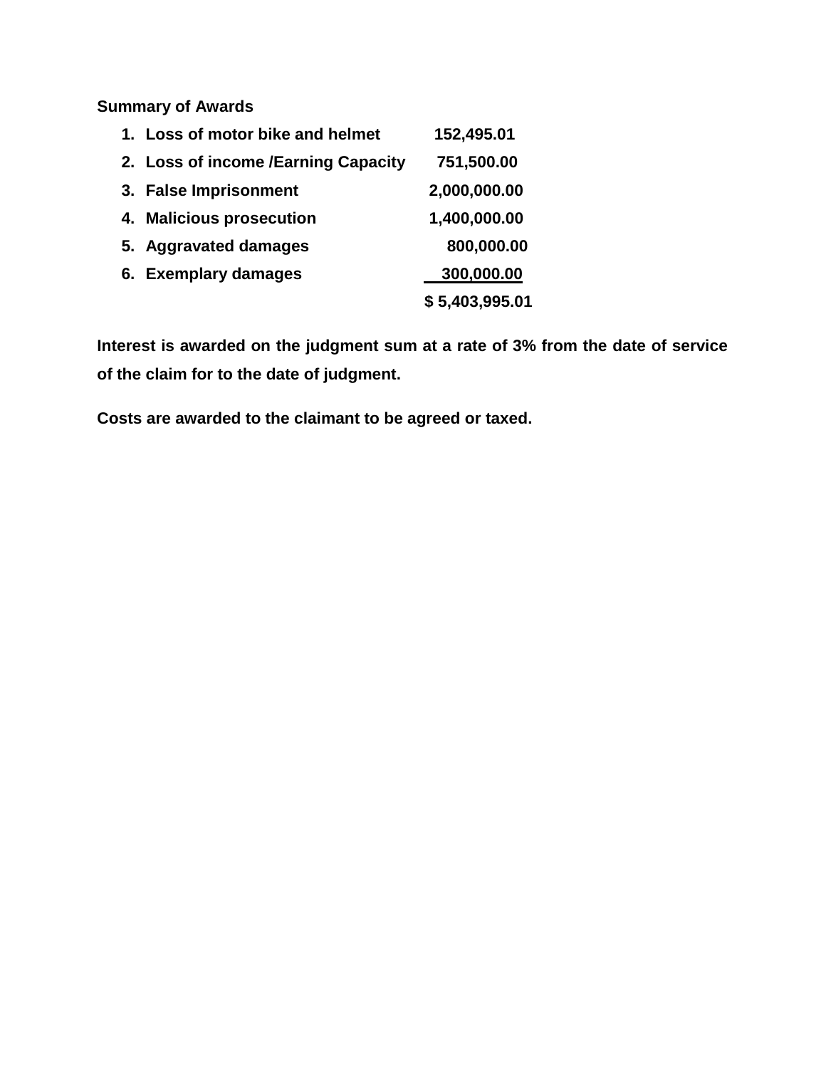**Summary of Awards**

| | | |
|---|---|---|
| 1. | **Loss of motor bike and helmet** | **152,495.01** |
| 2. | **Loss of income /Earning Capacity** | **751,500.00** |
| 3. | **False Imprisonment** | **2,000,000.00** |
| 4. | **Malicious prosecution** | **1,400,000.00** |
| 5. | **Aggravated damages** | **800,000.00** |
| 6. | **Exemplary damages** | **300,000.00** |
| | | **$ 5,403,995.01** |

**Interest is awarded on the judgment sum at a rate of 3% from the date of service of the claim for to the date of judgment.**

**Costs are awarded to the claimant to be agreed or taxed.**